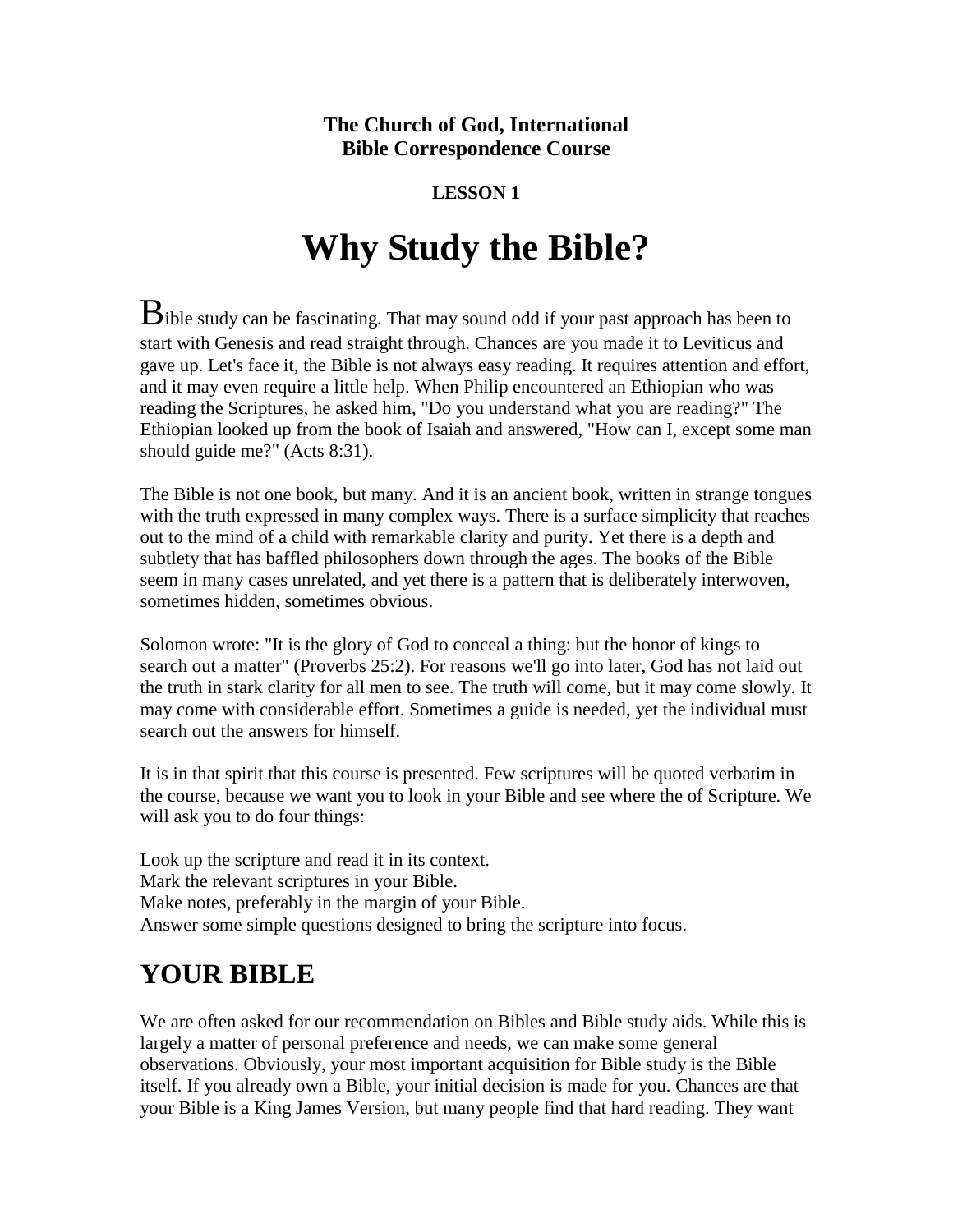**The Church of God, International**
**Bible Correspondence Course**

**LESSON 1**

# Why Study the Bible?

Bible study can be fascinating. That may sound odd if your past approach has been to start with Genesis and read straight through. Chances are you made it to Leviticus and gave up. Let's face it, the Bible is not always easy reading. It requires attention and effort, and it may even require a little help. When Philip encountered an Ethiopian who was reading the Scriptures, he asked him, "Do you understand what you are reading?" The Ethiopian looked up from the book of Isaiah and answered, "How can I, except some man should guide me?" (Acts 8:31).

The Bible is not one book, but many. And it is an ancient book, written in strange tongues with the truth expressed in many complex ways. There is a surface simplicity that reaches out to the mind of a child with remarkable clarity and purity. Yet there is a depth and subtlety that has baffled philosophers down through the ages. The books of the Bible seem in many cases unrelated, and yet there is a pattern that is deliberately interwoven, sometimes hidden, sometimes obvious.

Solomon wrote: "It is the glory of God to conceal a thing: but the honor of kings to search out a matter" (Proverbs 25:2). For reasons we'll go into later, God has not laid out the truth in stark clarity for all men to see. The truth will come, but it may come slowly. It may come with considerable effort. Sometimes a guide is needed, yet the individual must search out the answers for himself.

It is in that spirit that this course is presented. Few scriptures will be quoted verbatim in the course, because we want you to look in your Bible and see where the of Scripture. We will ask you to do four things:

Look up the scripture and read it in its context.
Mark the relevant scriptures in your Bible.
Make notes, preferably in the margin of your Bible.
Answer some simple questions designed to bring the scripture into focus.

## YOUR BIBLE

We are often asked for our recommendation on Bibles and Bible study aids. While this is largely a matter of personal preference and needs, we can make some general observations. Obviously, your most important acquisition for Bible study is the Bible itself. If you already own a Bible, your initial decision is made for you. Chances are that your Bible is a King James Version, but many people find that hard reading. They want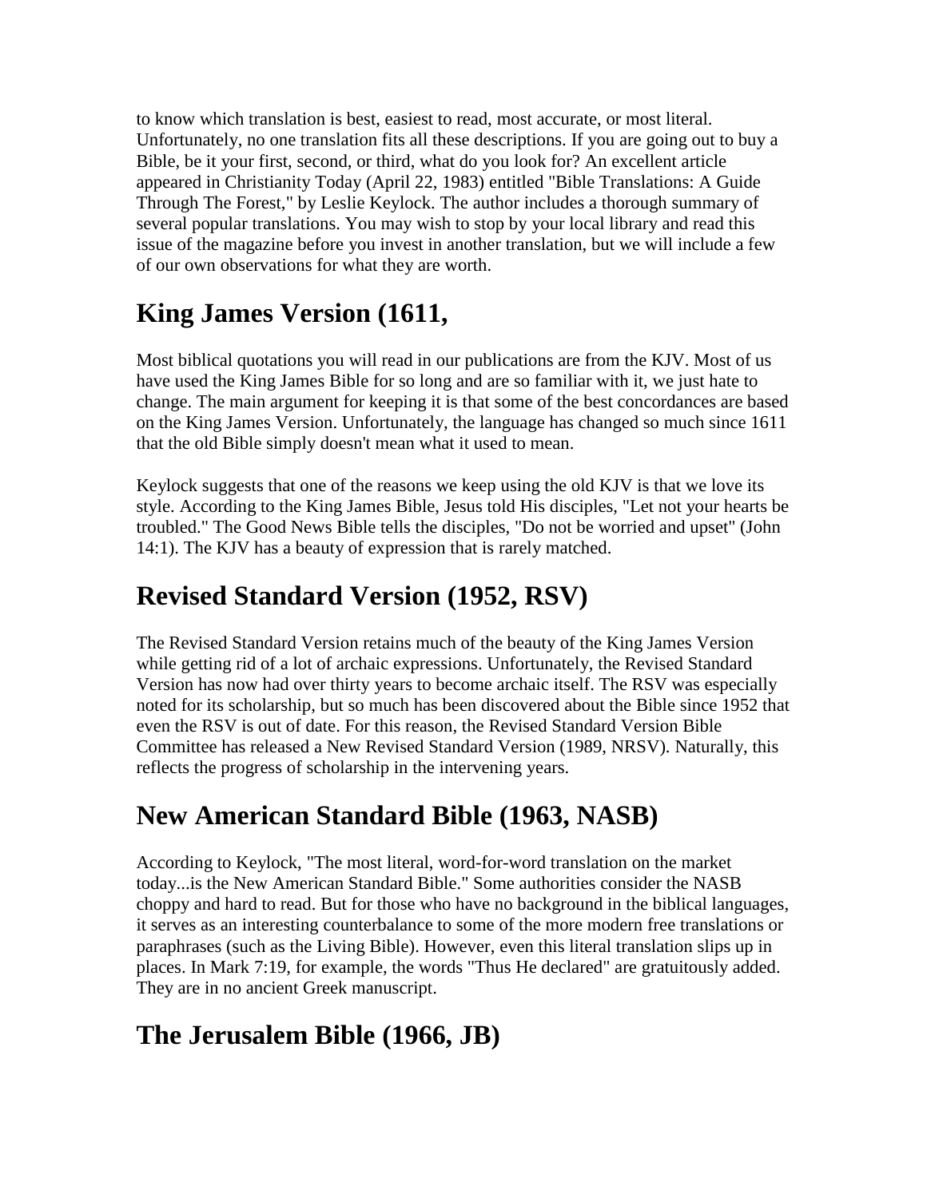to know which translation is best, easiest to read, most accurate, or most literal. Unfortunately, no one translation fits all these descriptions. If you are going out to buy a Bible, be it your first, second, or third, what do you look for? An excellent article appeared in Christianity Today (April 22, 1983) entitled "Bible Translations: A Guide Through The Forest," by Leslie Keylock. The author includes a thorough summary of several popular translations. You may wish to stop by your local library and read this issue of the magazine before you invest in another translation, but we will include a few of our own observations for what they are worth.

## King James Version (1611,

Most biblical quotations you will read in our publications are from the KJV. Most of us have used the King James Bible for so long and are so familiar with it, we just hate to change. The main argument for keeping it is that some of the best concordances are based on the King James Version. Unfortunately, the language has changed so much since 1611 that the old Bible simply doesn't mean what it used to mean.

Keylock suggests that one of the reasons we keep using the old KJV is that we love its style. According to the King James Bible, Jesus told His disciples, "Let not your hearts be troubled." The Good News Bible tells the disciples, "Do not be worried and upset" (John 14:1). The KJV has a beauty of expression that is rarely matched.

## Revised Standard Version (1952, RSV)

The Revised Standard Version retains much of the beauty of the King James Version while getting rid of a lot of archaic expressions. Unfortunately, the Revised Standard Version has now had over thirty years to become archaic itself. The RSV was especially noted for its scholarship, but so much has been discovered about the Bible since 1952 that even the RSV is out of date. For this reason, the Revised Standard Version Bible Committee has released a New Revised Standard Version (1989, NRSV). Naturally, this reflects the progress of scholarship in the intervening years.

## New American Standard Bible (1963, NASB)

According to Keylock, "The most literal, word-for-word translation on the market today...is the New American Standard Bible." Some authorities consider the NASB choppy and hard to read. But for those who have no background in the biblical languages, it serves as an interesting counterbalance to some of the more modern free translations or paraphrases (such as the Living Bible). However, even this literal translation slips up in places. In Mark 7:19, for example, the words "Thus He declared" are gratuitously added. They are in no ancient Greek manuscript.

## The Jerusalem Bible (1966, JB)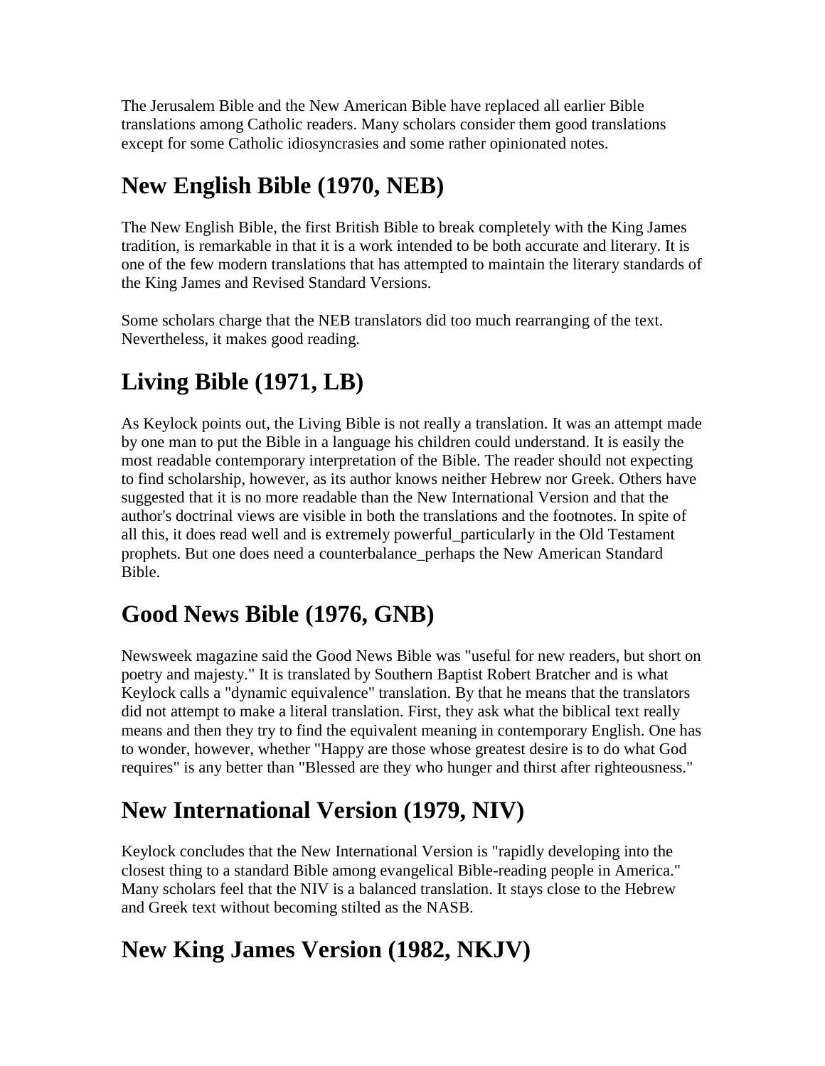The Jerusalem Bible and the New American Bible have replaced all earlier Bible translations among Catholic readers. Many scholars consider them good translations except for some Catholic idiosyncrasies and some rather opinionated notes.

## New English Bible (1970, NEB)

The New English Bible, the first British Bible to break completely with the King James tradition, is remarkable in that it is a work intended to be both accurate and literary. It is one of the few modern translations that has attempted to maintain the literary standards of the King James and Revised Standard Versions.

Some scholars charge that the NEB translators did too much rearranging of the text. Nevertheless, it makes good reading.

## Living Bible (1971, LB)

As Keylock points out, the Living Bible is not really a translation. It was an attempt made by one man to put the Bible in a language his children could understand. It is easily the most readable contemporary interpretation of the Bible. The reader should not expecting to find scholarship, however, as its author knows neither Hebrew nor Greek. Others have suggested that it is no more readable than the New International Version and that the author's doctrinal views are visible in both the translations and the footnotes. In spite of all this, it does read well and is extremely powerful_particularly in the Old Testament prophets. But one does need a counterbalance_perhaps the New American Standard Bible.

## Good News Bible (1976, GNB)

Newsweek magazine said the Good News Bible was "useful for new readers, but short on poetry and majesty." It is translated by Southern Baptist Robert Bratcher and is what Keylock calls a "dynamic equivalence" translation. By that he means that the translators did not attempt to make a literal translation. First, they ask what the biblical text really means and then they try to find the equivalent meaning in contemporary English. One has to wonder, however, whether "Happy are those whose greatest desire is to do what God requires" is any better than "Blessed are they who hunger and thirst after righteousness."

## New International Version (1979, NIV)

Keylock concludes that the New International Version is "rapidly developing into the closest thing to a standard Bible among evangelical Bible-reading people in America." Many scholars feel that the NIV is a balanced translation. It stays close to the Hebrew and Greek text without becoming stilted as the NASB.

## New King James Version (1982, NKJV)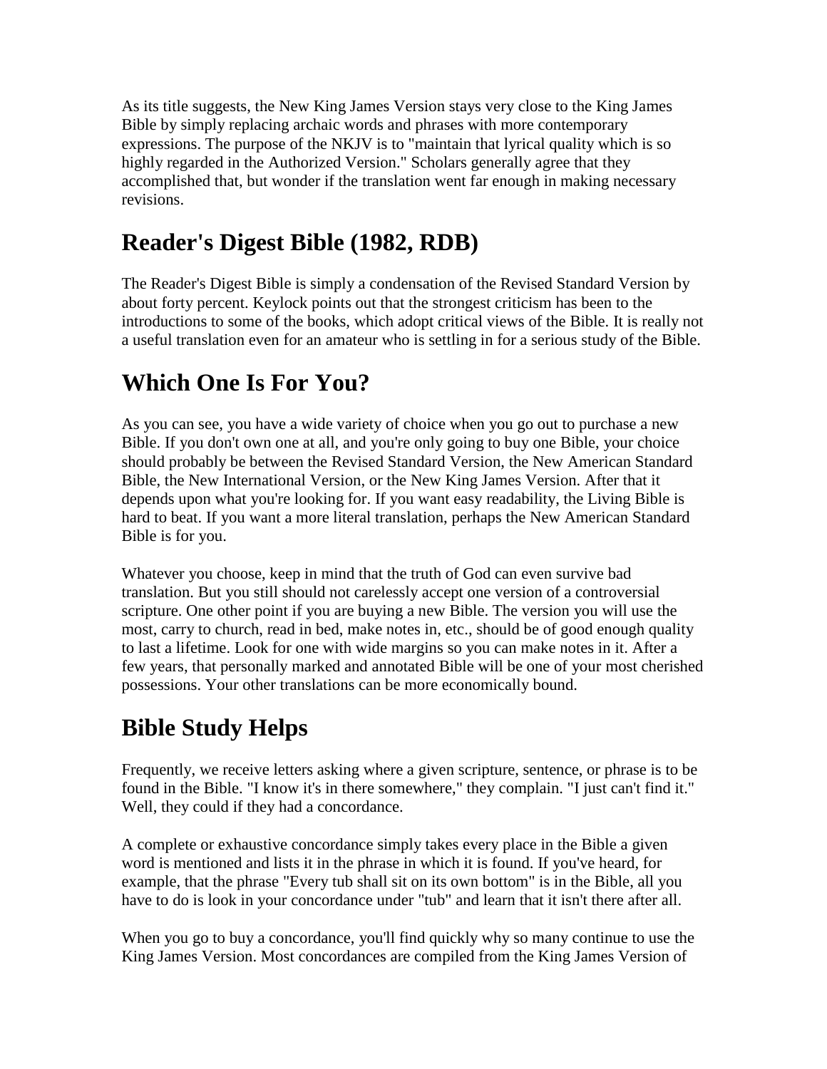As its title suggests, the New King James Version stays very close to the King James Bible by simply replacing archaic words and phrases with more contemporary expressions. The purpose of the NKJV is to "maintain that lyrical quality which is so highly regarded in the Authorized Version." Scholars generally agree that they accomplished that, but wonder if the translation went far enough in making necessary revisions.

## Reader's Digest Bible (1982, RDB)

The Reader's Digest Bible is simply a condensation of the Revised Standard Version by about forty percent. Keylock points out that the strongest criticism has been to the introductions to some of the books, which adopt critical views of the Bible. It is really not a useful translation even for an amateur who is settling in for a serious study of the Bible.

## Which One Is For You?

As you can see, you have a wide variety of choice when you go out to purchase a new Bible. If you don't own one at all, and you're only going to buy one Bible, your choice should probably be between the Revised Standard Version, the New American Standard Bible, the New International Version, or the New King James Version. After that it depends upon what you're looking for. If you want easy readability, the Living Bible is hard to beat. If you want a more literal translation, perhaps the New American Standard Bible is for you.

Whatever you choose, keep in mind that the truth of God can even survive bad translation. But you still should not carelessly accept one version of a controversial scripture. One other point if you are buying a new Bible. The version you will use the most, carry to church, read in bed, make notes in, etc., should be of good enough quality to last a lifetime. Look for one with wide margins so you can make notes in it. After a few years, that personally marked and annotated Bible will be one of your most cherished possessions. Your other translations can be more economically bound.

## Bible Study Helps

Frequently, we receive letters asking where a given scripture, sentence, or phrase is to be found in the Bible. "I know it's in there somewhere," they complain. "I just can't find it." Well, they could if they had a concordance.

A complete or exhaustive concordance simply takes every place in the Bible a given word is mentioned and lists it in the phrase in which it is found. If you've heard, for example, that the phrase "Every tub shall sit on its own bottom" is in the Bible, all you have to do is look in your concordance under "tub" and learn that it isn't there after all.

When you go to buy a concordance, you'll find quickly why so many continue to use the King James Version. Most concordances are compiled from the King James Version of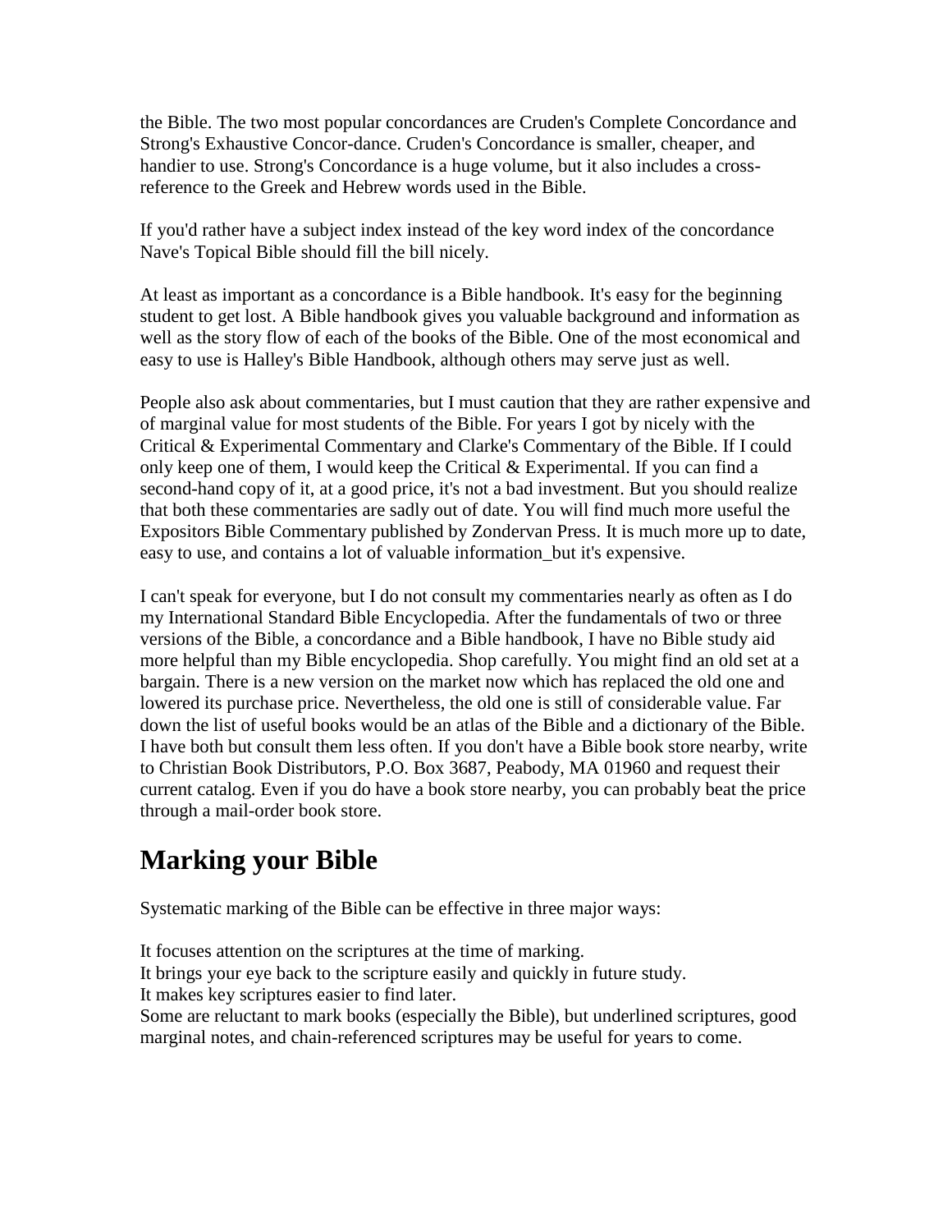the Bible. The two most popular concordances are Cruden's Complete Concordance and Strong's Exhaustive Concor-dance. Cruden's Concordance is smaller, cheaper, and handier to use. Strong's Concordance is a huge volume, but it also includes a cross-reference to the Greek and Hebrew words used in the Bible.

If you'd rather have a subject index instead of the key word index of the concordance Nave's Topical Bible should fill the bill nicely.

At least as important as a concordance is a Bible handbook. It's easy for the beginning student to get lost. A Bible handbook gives you valuable background and information as well as the story flow of each of the books of the Bible. One of the most economical and easy to use is Halley's Bible Handbook, although others may serve just as well.

People also ask about commentaries, but I must caution that they are rather expensive and of marginal value for most students of the Bible. For years I got by nicely with the Critical & Experimental Commentary and Clarke's Commentary of the Bible. If I could only keep one of them, I would keep the Critical & Experimental. If you can find a second-hand copy of it, at a good price, it's not a bad investment. But you should realize that both these commentaries are sadly out of date. You will find much more useful the Expositors Bible Commentary published by Zondervan Press. It is much more up to date, easy to use, and contains a lot of valuable information_but it's expensive.

I can't speak for everyone, but I do not consult my commentaries nearly as often as I do my International Standard Bible Encyclopedia. After the fundamentals of two or three versions of the Bible, a concordance and a Bible handbook, I have no Bible study aid more helpful than my Bible encyclopedia. Shop carefully. You might find an old set at a bargain. There is a new version on the market now which has replaced the old one and lowered its purchase price. Nevertheless, the old one is still of considerable value. Far down the list of useful books would be an atlas of the Bible and a dictionary of the Bible. I have both but consult them less often. If you don't have a Bible book store nearby, write to Christian Book Distributors, P.O. Box 3687, Peabody, MA 01960 and request their current catalog. Even if you do have a book store nearby, you can probably beat the price through a mail-order book store.

## Marking your Bible

Systematic marking of the Bible can be effective in three major ways:

It focuses attention on the scriptures at the time of marking.
It brings your eye back to the scripture easily and quickly in future study.
It makes key scriptures easier to find later.
Some are reluctant to mark books (especially the Bible), but underlined scriptures, good marginal notes, and chain-referenced scriptures may be useful for years to come.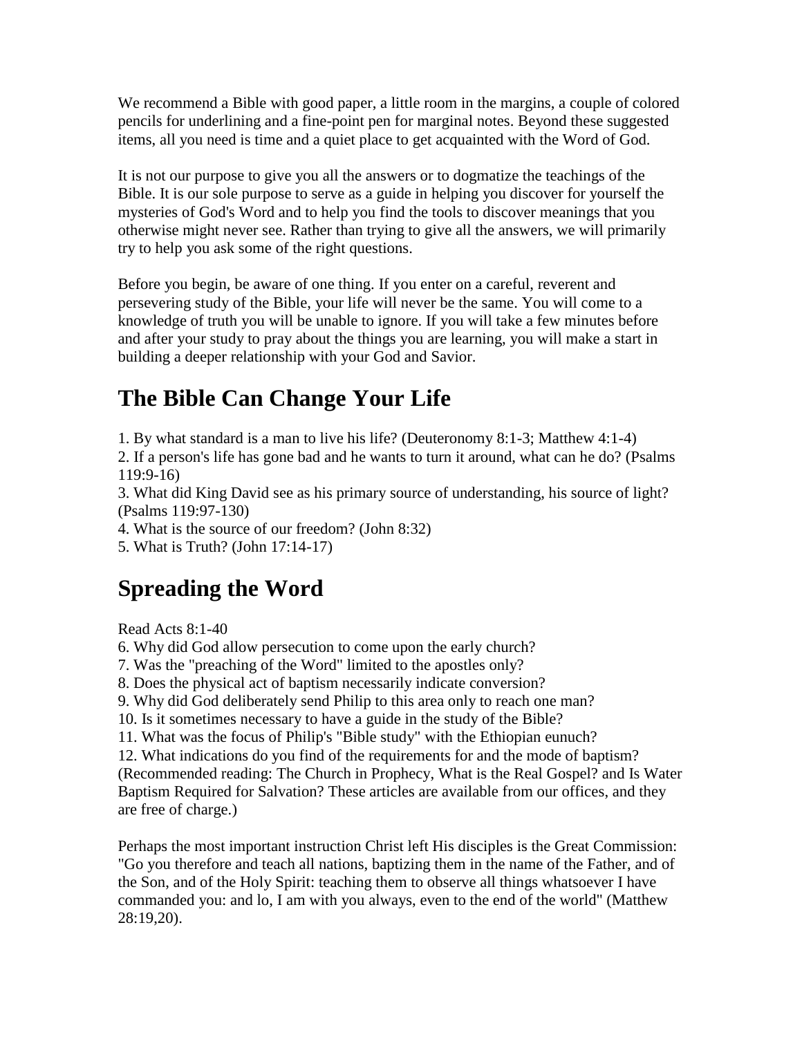We recommend a Bible with good paper, a little room in the margins, a couple of colored pencils for underlining and a fine-point pen for marginal notes. Beyond these suggested items, all you need is time and a quiet place to get acquainted with the Word of God.

It is not our purpose to give you all the answers or to dogmatize the teachings of the Bible. It is our sole purpose to serve as a guide in helping you discover for yourself the mysteries of God's Word and to help you find the tools to discover meanings that you otherwise might never see. Rather than trying to give all the answers, we will primarily try to help you ask some of the right questions.

Before you begin, be aware of one thing. If you enter on a careful, reverent and persevering study of the Bible, your life will never be the same. You will come to a knowledge of truth you will be unable to ignore. If you will take a few minutes before and after your study to pray about the things you are learning, you will make a start in building a deeper relationship with your God and Savior.

## The Bible Can Change Your Life

1. By what standard is a man to live his life? (Deuteronomy 8:1-3; Matthew 4:1-4)
2. If a person's life has gone bad and he wants to turn it around, what can he do? (Psalms 119:9-16)
3. What did King David see as his primary source of understanding, his source of light? (Psalms 119:97-130)
4. What is the source of our freedom? (John 8:32)
5. What is Truth? (John 17:14-17)

## Spreading the Word

Read Acts 8:1-40

6. Why did God allow persecution to come upon the early church?
7. Was the "preaching of the Word" limited to the apostles only?
8. Does the physical act of baptism necessarily indicate conversion?
9. Why did God deliberately send Philip to this area only to reach one man?
10. Is it sometimes necessary to have a guide in the study of the Bible?
11. What was the focus of Philip's "Bible study" with the Ethiopian eunuch?
12. What indications do you find of the requirements for and the mode of baptism? (Recommended reading: The Church in Prophecy, What is the Real Gospel? and Is Water Baptism Required for Salvation? These articles are available from our offices, and they are free of charge.)

Perhaps the most important instruction Christ left His disciples is the Great Commission: "Go you therefore and teach all nations, baptizing them in the name of the Father, and of the Son, and of the Holy Spirit: teaching them to observe all things whatsoever I have commanded you: and lo, I am with you always, even to the end of the world" (Matthew 28:19,20).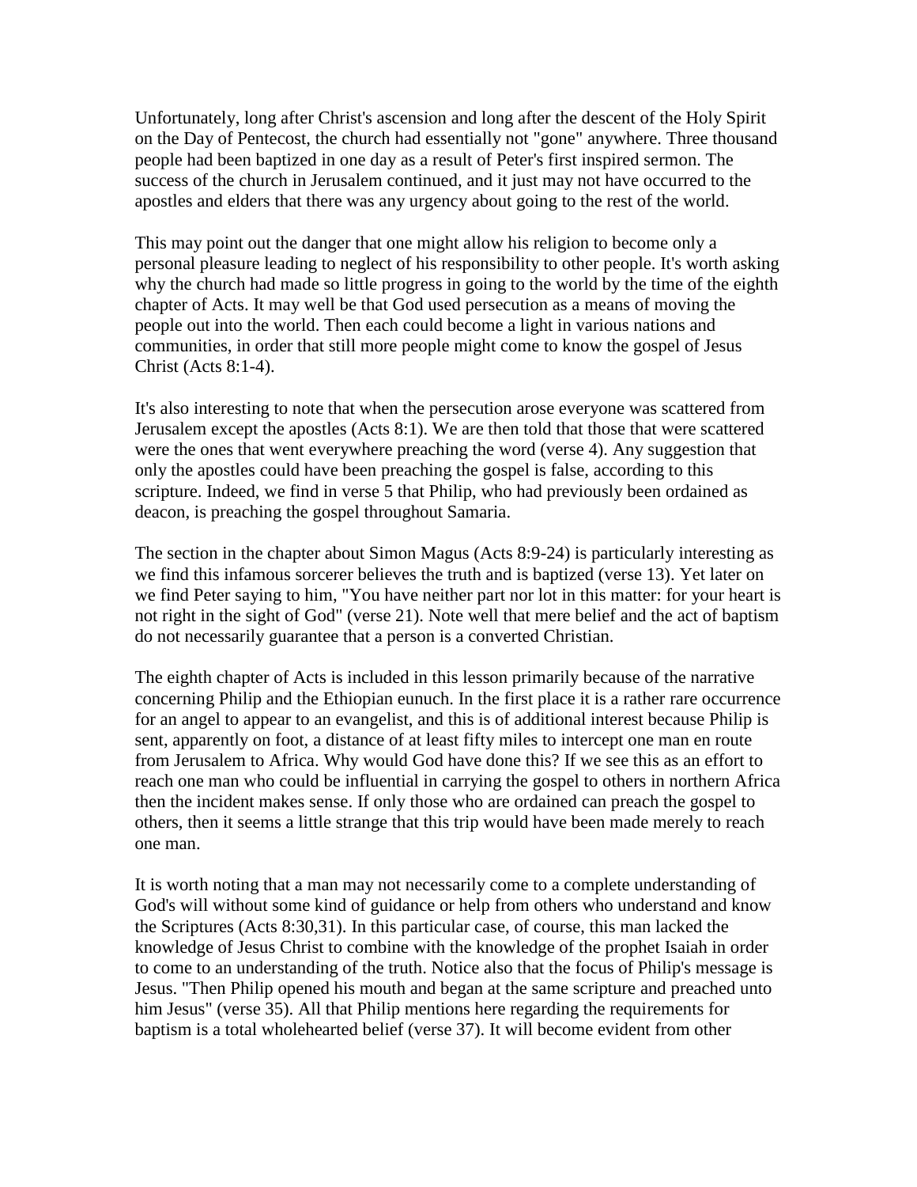Unfortunately, long after Christ's ascension and long after the descent of the Holy Spirit on the Day of Pentecost, the church had essentially not "gone" anywhere. Three thousand people had been baptized in one day as a result of Peter's first inspired sermon. The success of the church in Jerusalem continued, and it just may not have occurred to the apostles and elders that there was any urgency about going to the rest of the world.

This may point out the danger that one might allow his religion to become only a personal pleasure leading to neglect of his responsibility to other people. It's worth asking why the church had made so little progress in going to the world by the time of the eighth chapter of Acts. It may well be that God used persecution as a means of moving the people out into the world. Then each could become a light in various nations and communities, in order that still more people might come to know the gospel of Jesus Christ (Acts 8:1-4).

It's also interesting to note that when the persecution arose everyone was scattered from Jerusalem except the apostles (Acts 8:1). We are then told that those that were scattered were the ones that went everywhere preaching the word (verse 4). Any suggestion that only the apostles could have been preaching the gospel is false, according to this scripture. Indeed, we find in verse 5 that Philip, who had previously been ordained as deacon, is preaching the gospel throughout Samaria.

The section in the chapter about Simon Magus (Acts 8:9-24) is particularly interesting as we find this infamous sorcerer believes the truth and is baptized (verse 13). Yet later on we find Peter saying to him, "You have neither part nor lot in this matter: for your heart is not right in the sight of God" (verse 21). Note well that mere belief and the act of baptism do not necessarily guarantee that a person is a converted Christian.

The eighth chapter of Acts is included in this lesson primarily because of the narrative concerning Philip and the Ethiopian eunuch. In the first place it is a rather rare occurrence for an angel to appear to an evangelist, and this is of additional interest because Philip is sent, apparently on foot, a distance of at least fifty miles to intercept one man en route from Jerusalem to Africa. Why would God have done this? If we see this as an effort to reach one man who could be influential in carrying the gospel to others in northern Africa then the incident makes sense. If only those who are ordained can preach the gospel to others, then it seems a little strange that this trip would have been made merely to reach one man.

It is worth noting that a man may not necessarily come to a complete understanding of God's will without some kind of guidance or help from others who understand and know the Scriptures (Acts 8:30,31). In this particular case, of course, this man lacked the knowledge of Jesus Christ to combine with the knowledge of the prophet Isaiah in order to come to an understanding of the truth. Notice also that the focus of Philip's message is Jesus. "Then Philip opened his mouth and began at the same scripture and preached unto him Jesus" (verse 35). All that Philip mentions here regarding the requirements for baptism is a total wholehearted belief (verse 37). It will become evident from other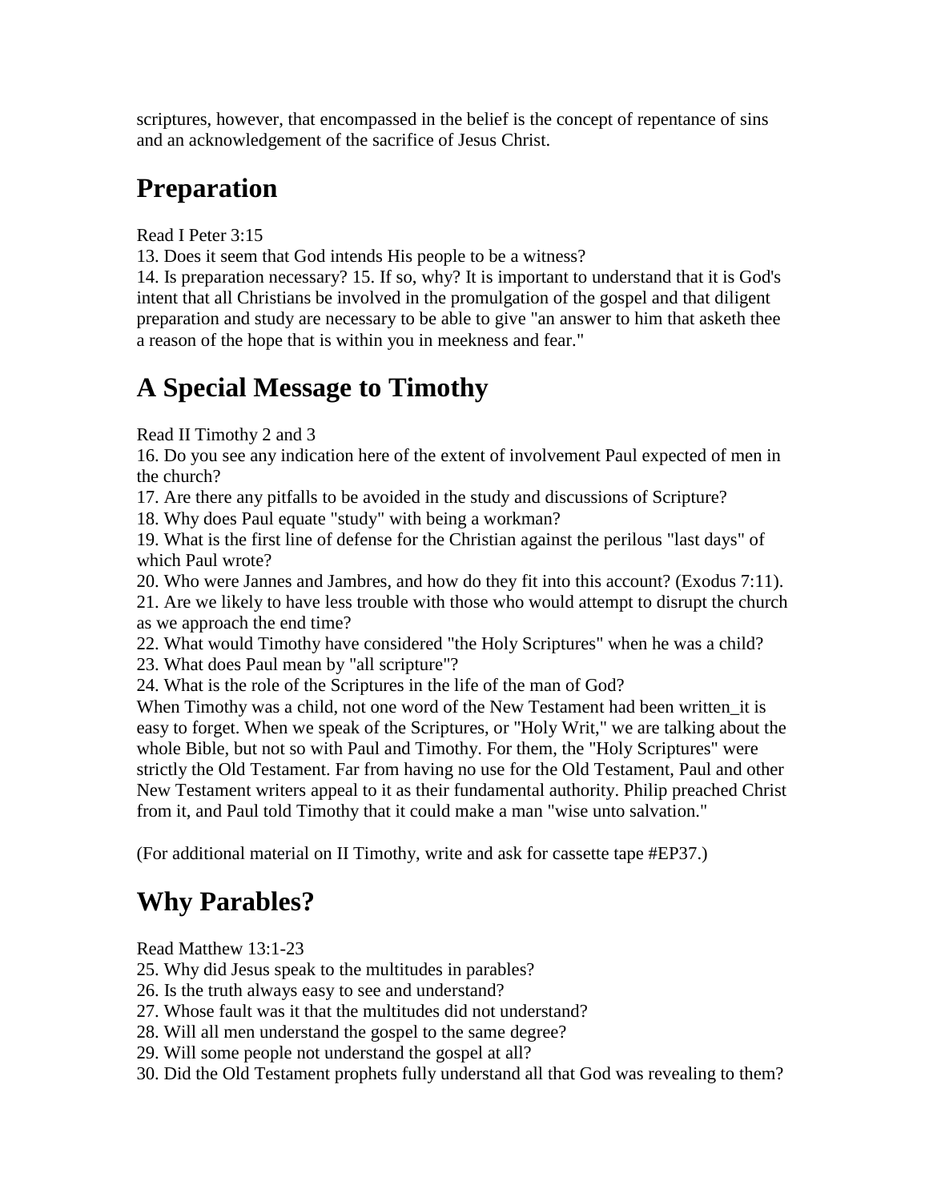scriptures, however, that encompassed in the belief is the concept of repentance of sins and an acknowledgement of the sacrifice of Jesus Christ.

## Preparation

Read I Peter 3:15
13. Does it seem that God intends His people to be a witness?
14. Is preparation necessary? 15. If so, why? It is important to understand that it is God's intent that all Christians be involved in the promulgation of the gospel and that diligent preparation and study are necessary to be able to give "an answer to him that asketh thee a reason of the hope that is within you in meekness and fear."

## A Special Message to Timothy

Read II Timothy 2 and 3
16. Do you see any indication here of the extent of involvement Paul expected of men in the church?
17. Are there any pitfalls to be avoided in the study and discussions of Scripture?
18. Why does Paul equate "study" with being a workman?
19. What is the first line of defense for the Christian against the perilous "last days" of which Paul wrote?
20. Who were Jannes and Jambres, and how do they fit into this account? (Exodus 7:11).
21. Are we likely to have less trouble with those who would attempt to disrupt the church as we approach the end time?
22. What would Timothy have considered "the Holy Scriptures" when he was a child?
23. What does Paul mean by "all scripture"?
24. What is the role of the Scriptures in the life of the man of God?
When Timothy was a child, not one word of the New Testament had been written_it is easy to forget. When we speak of the Scriptures, or "Holy Writ," we are talking about the whole Bible, but not so with Paul and Timothy. For them, the "Holy Scriptures" were strictly the Old Testament. Far from having no use for the Old Testament, Paul and other New Testament writers appeal to it as their fundamental authority. Philip preached Christ from it, and Paul told Timothy that it could make a man "wise unto salvation."

(For additional material on II Timothy, write and ask for cassette tape #EP37.)

## Why Parables?

Read Matthew 13:1-23
25. Why did Jesus speak to the multitudes in parables?
26. Is the truth always easy to see and understand?
27. Whose fault was it that the multitudes did not understand?
28. Will all men understand the gospel to the same degree?
29. Will some people not understand the gospel at all?
30. Did the Old Testament prophets fully understand all that God was revealing to them?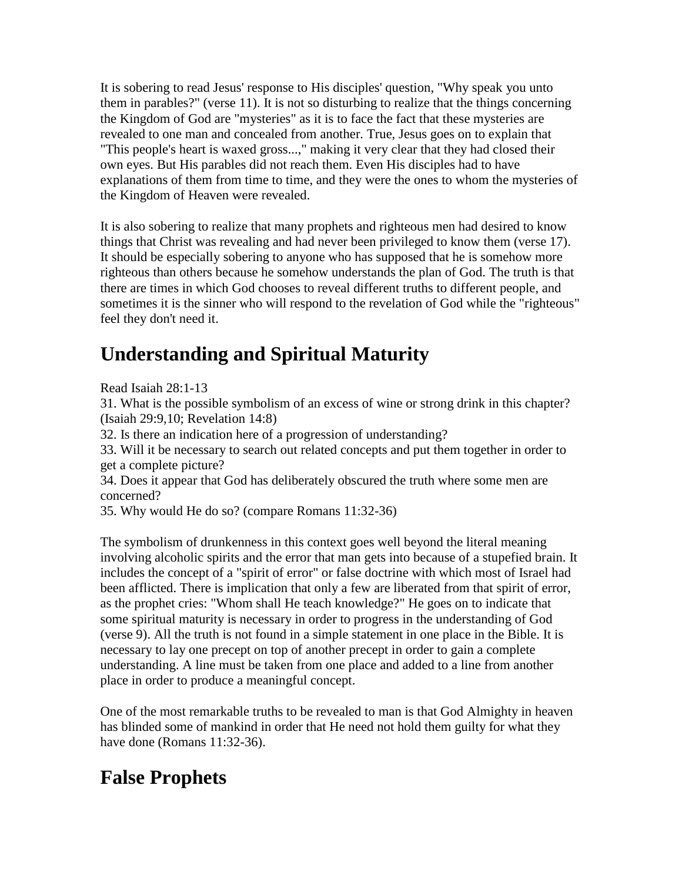It is sobering to read Jesus' response to His disciples' question, "Why speak you unto them in parables?" (verse 11). It is not so disturbing to realize that the things concerning the Kingdom of God are "mysteries" as it is to face the fact that these mysteries are revealed to one man and concealed from another. True, Jesus goes on to explain that "This people's heart is waxed gross...," making it very clear that they had closed their own eyes. But His parables did not reach them. Even His disciples had to have explanations of them from time to time, and they were the ones to whom the mysteries of the Kingdom of Heaven were revealed.

It is also sobering to realize that many prophets and righteous men had desired to know things that Christ was revealing and had never been privileged to know them (verse 17). It should be especially sobering to anyone who has supposed that he is somehow more righteous than others because he somehow understands the plan of God. The truth is that there are times in which God chooses to reveal different truths to different people, and sometimes it is the sinner who will respond to the revelation of God while the "righteous" feel they don't need it.

## Understanding and Spiritual Maturity

Read Isaiah 28:1-13

31. What is the possible symbolism of an excess of wine or strong drink in this chapter? (Isaiah 29:9,10; Revelation 14:8)
32. Is there an indication here of a progression of understanding?
33. Will it be necessary to search out related concepts and put them together in order to get a complete picture?
34. Does it appear that God has deliberately obscured the truth where some men are concerned?
35. Why would He do so? (compare Romans 11:32-36)

The symbolism of drunkenness in this context goes well beyond the literal meaning involving alcoholic spirits and the error that man gets into because of a stupefied brain. It includes the concept of a "spirit of error" or false doctrine with which most of Israel had been afflicted. There is implication that only a few are liberated from that spirit of error, as the prophet cries: "Whom shall He teach knowledge?" He goes on to indicate that some spiritual maturity is necessary in order to progress in the understanding of God (verse 9). All the truth is not found in a simple statement in one place in the Bible. It is necessary to lay one precept on top of another precept in order to gain a complete understanding. A line must be taken from one place and added to a line from another place in order to produce a meaningful concept.

One of the most remarkable truths to be revealed to man is that God Almighty in heaven has blinded some of mankind in order that He need not hold them guilty for what they have done (Romans 11:32-36).

## False Prophets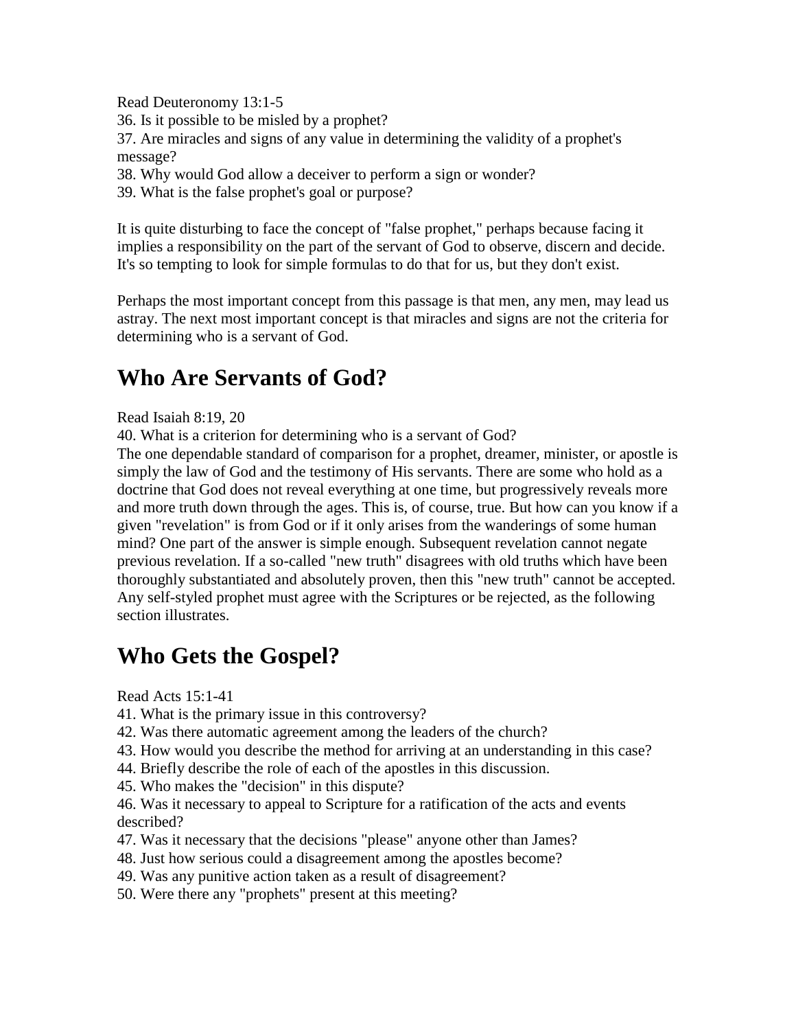Read Deuteronomy 13:1-5

36. Is it possible to be misled by a prophet?

37. Are miracles and signs of any value in determining the validity of a prophet's message?

38. Why would God allow a deceiver to perform a sign or wonder?

39. What is the false prophet's goal or purpose?

It is quite disturbing to face the concept of "false prophet," perhaps because facing it implies a responsibility on the part of the servant of God to observe, discern and decide. It's so tempting to look for simple formulas to do that for us, but they don't exist.

Perhaps the most important concept from this passage is that men, any men, may lead us astray. The next most important concept is that miracles and signs are not the criteria for determining who is a servant of God.

## Who Are Servants of God?

Read Isaiah 8:19, 20

40. What is a criterion for determining who is a servant of God?

The one dependable standard of comparison for a prophet, dreamer, minister, or apostle is simply the law of God and the testimony of His servants. There are some who hold as a doctrine that God does not reveal everything at one time, but progressively reveals more and more truth down through the ages. This is, of course, true. But how can you know if a given "revelation" is from God or if it only arises from the wanderings of some human mind? One part of the answer is simple enough. Subsequent revelation cannot negate previous revelation. If a so-called "new truth" disagrees with old truths which have been thoroughly substantiated and absolutely proven, then this "new truth" cannot be accepted. Any self-styled prophet must agree with the Scriptures or be rejected, as the following section illustrates.

## Who Gets the Gospel?

Read Acts 15:1-41

41. What is the primary issue in this controversy?

42. Was there automatic agreement among the leaders of the church?

43. How would you describe the method for arriving at an understanding in this case?

44. Briefly describe the role of each of the apostles in this discussion.

45. Who makes the "decision" in this dispute?

46. Was it necessary to appeal to Scripture for a ratification of the acts and events described?

47. Was it necessary that the decisions "please" anyone other than James?

48. Just how serious could a disagreement among the apostles become?

49. Was any punitive action taken as a result of disagreement?

50. Were there any "prophets" present at this meeting?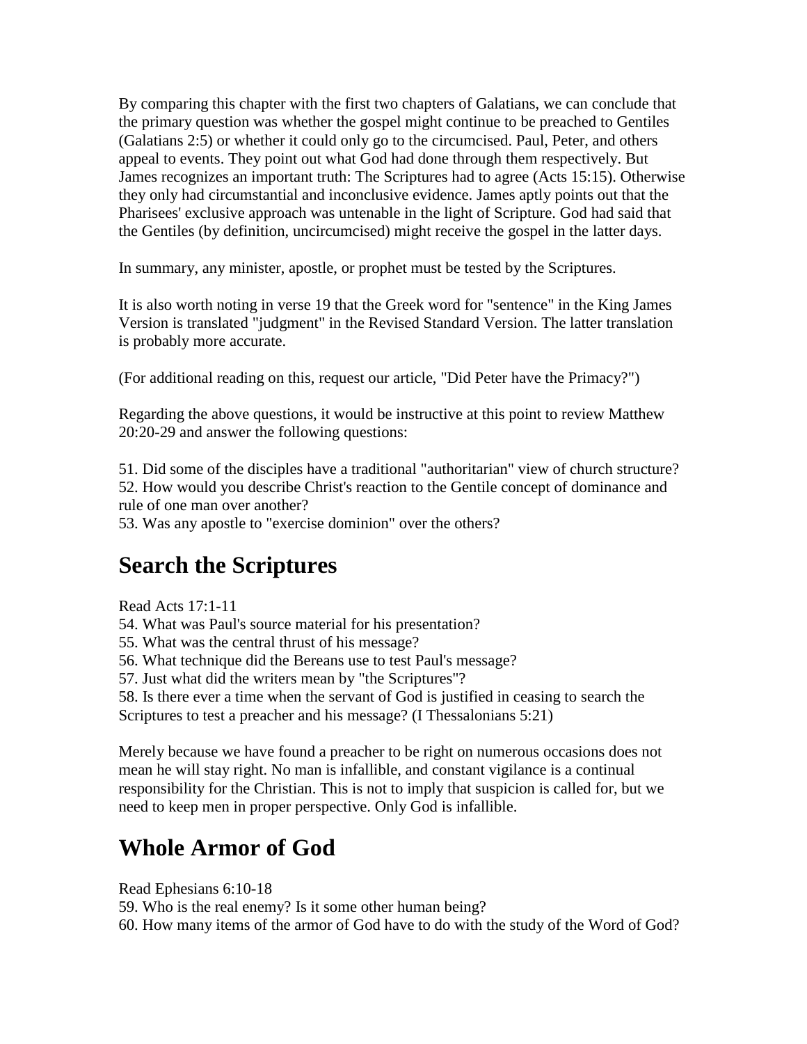By comparing this chapter with the first two chapters of Galatians, we can conclude that the primary question was whether the gospel might continue to be preached to Gentiles (Galatians 2:5) or whether it could only go to the circumcised. Paul, Peter, and others appeal to events. They point out what God had done through them respectively. But James recognizes an important truth: The Scriptures had to agree (Acts 15:15). Otherwise they only had circumstantial and inconclusive evidence. James aptly points out that the Pharisees' exclusive approach was untenable in the light of Scripture. God had said that the Gentiles (by definition, uncircumcised) might receive the gospel in the latter days.

In summary, any minister, apostle, or prophet must be tested by the Scriptures.

It is also worth noting in verse 19 that the Greek word for "sentence" in the King James Version is translated "judgment" in the Revised Standard Version. The latter translation is probably more accurate.

(For additional reading on this, request our article, "Did Peter have the Primacy?")

Regarding the above questions, it would be instructive at this point to review Matthew 20:20-29 and answer the following questions:

51. Did some of the disciples have a traditional "authoritarian" view of church structure?
52. How would you describe Christ's reaction to the Gentile concept of dominance and rule of one man over another?
53. Was any apostle to "exercise dominion" over the others?

## Search the Scriptures

Read Acts 17:1-11
54. What was Paul's source material for his presentation?
55. What was the central thrust of his message?
56. What technique did the Bereans use to test Paul's message?
57. Just what did the writers mean by "the Scriptures"?
58. Is there ever a time when the servant of God is justified in ceasing to search the Scriptures to test a preacher and his message? (I Thessalonians 5:21)

Merely because we have found a preacher to be right on numerous occasions does not mean he will stay right. No man is infallible, and constant vigilance is a continual responsibility for the Christian. This is not to imply that suspicion is called for, but we need to keep men in proper perspective. Only God is infallible.

## Whole Armor of God

Read Ephesians 6:10-18
59. Who is the real enemy? Is it some other human being?
60. How many items of the armor of God have to do with the study of the Word of God?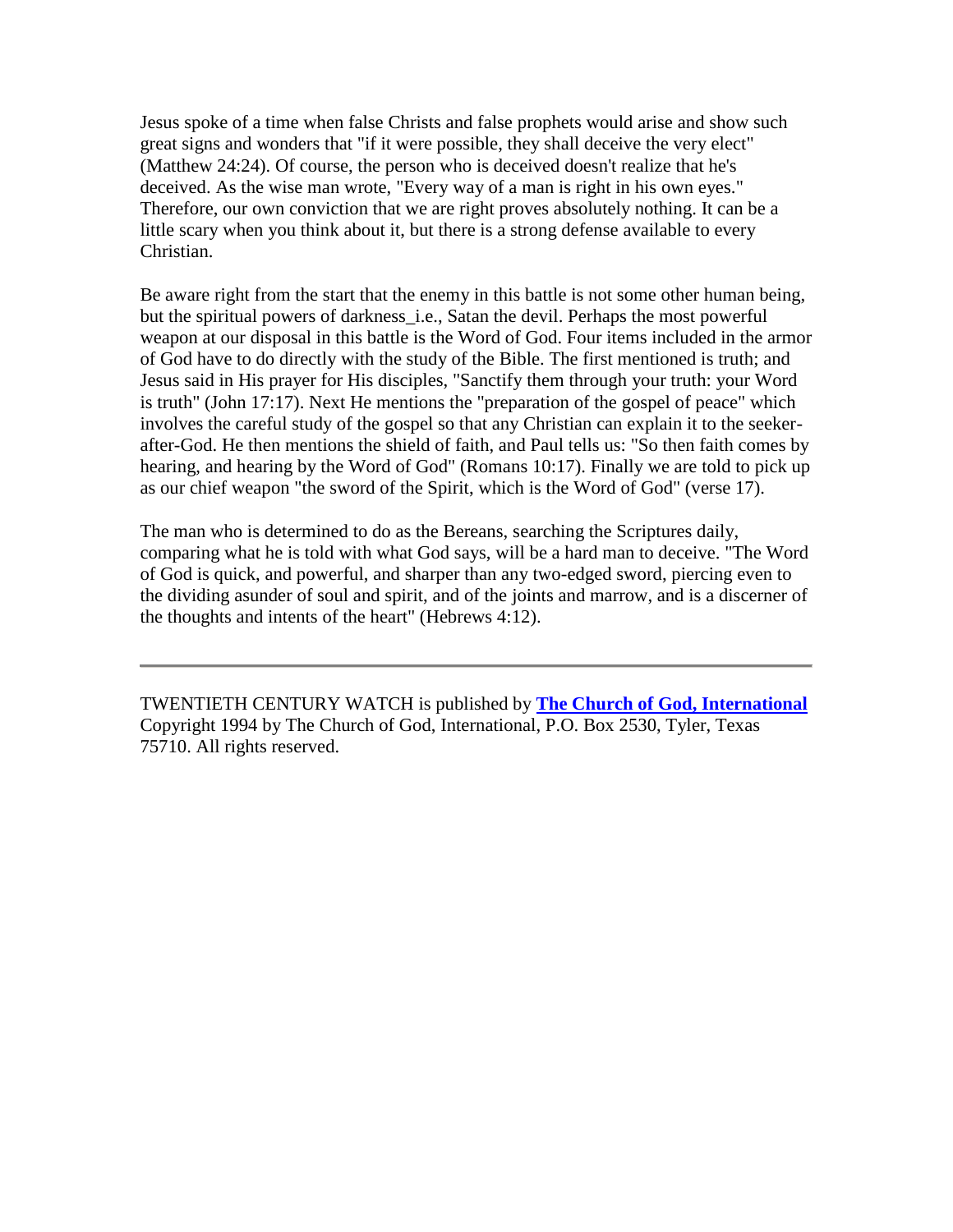Jesus spoke of a time when false Christs and false prophets would arise and show such great signs and wonders that "if it were possible, they shall deceive the very elect" (Matthew 24:24). Of course, the person who is deceived doesn't realize that he's deceived. As the wise man wrote, "Every way of a man is right in his own eyes." Therefore, our own conviction that we are right proves absolutely nothing. It can be a little scary when you think about it, but there is a strong defense available to every Christian.

Be aware right from the start that the enemy in this battle is not some other human being, but the spiritual powers of darkness_i.e., Satan the devil. Perhaps the most powerful weapon at our disposal in this battle is the Word of God. Four items included in the armor of God have to do directly with the study of the Bible. The first mentioned is truth; and Jesus said in His prayer for His disciples, "Sanctify them through your truth: your Word is truth" (John 17:17). Next He mentions the "preparation of the gospel of peace" which involves the careful study of the gospel so that any Christian can explain it to the seeker-after-God. He then mentions the shield of faith, and Paul tells us: "So then faith comes by hearing, and hearing by the Word of God" (Romans 10:17). Finally we are told to pick up as our chief weapon "the sword of the Spirit, which is the Word of God" (verse 17).

The man who is determined to do as the Bereans, searching the Scriptures daily, comparing what he is told with what God says, will be a hard man to deceive. "The Word of God is quick, and powerful, and sharper than any two-edged sword, piercing even to the dividing asunder of soul and spirit, and of the joints and marrow, and is a discerner of the thoughts and intents of the heart" (Hebrews 4:12).

---

TWENTIETH CENTURY WATCH is published by **The Church of God, International**
Copyright 1994 by The Church of God, International, P.O. Box 2530, Tyler, Texas 75710. All rights reserved.